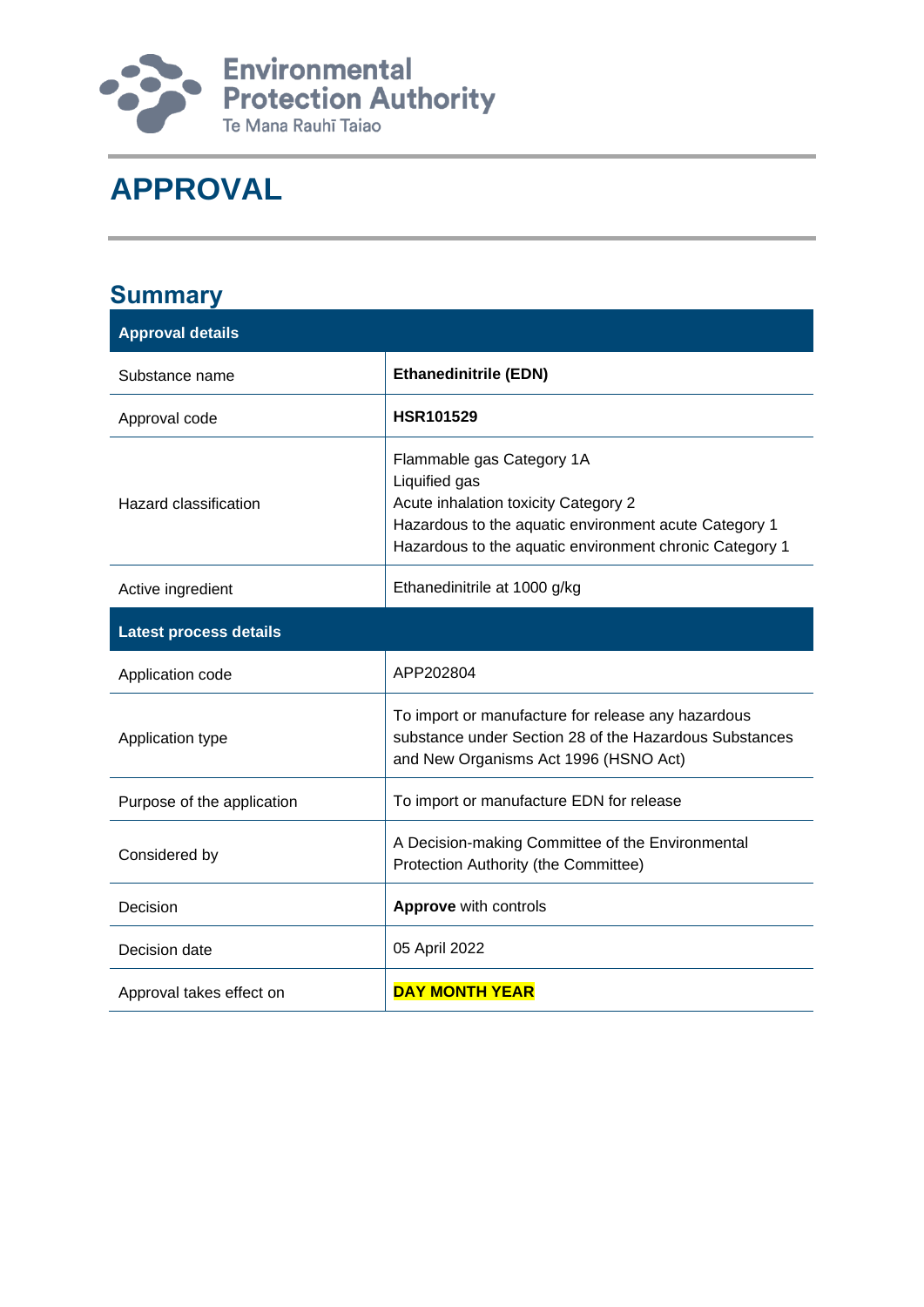Environmental Protection Authority
Te Mana Rauhī Taiao

# APPROVAL

## Summary

| Approval details | |
|---|---|
| Substance name | **Ethanedinitrile (EDN)** |
| Approval code | **HSR101529** |
| Hazard classification | Flammable gas Category 1A<br>Liquified gas<br>Acute inhalation toxicity Category 2<br>Hazardous to the aquatic environment acute Category 1<br>Hazardous to the aquatic environment chronic Category 1 |
| Active ingredient | Ethanedinitrile at 1000 g/kg |
| **Latest process details** | |
| Application code | APP202804 |
| Application type | To import or manufacture for release any hazardous substance under Section 28 of the Hazardous Substances and New Organisms Act 1996 (HSNO Act) |
| Purpose of the application | To import or manufacture EDN for release |
| Considered by | A Decision-making Committee of the Environmental Protection Authority (the Committee) |
| Decision | **Approve** with controls |
| Decision date | 05 April 2022 |
| Approval takes effect on | **DAY MONTH YEAR** |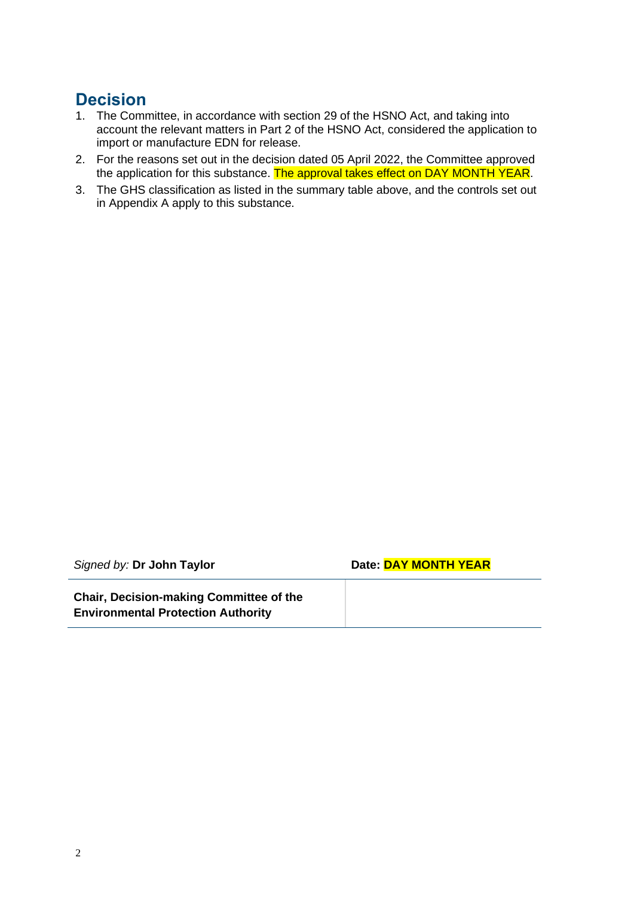## Decision

1. The Committee, in accordance with section 29 of the HSNO Act, and taking into account the relevant matters in Part 2 of the HSNO Act, considered the application to import or manufacture EDN for release.
2. For the reasons set out in the decision dated 05 April 2022, the Committee approved the application for this substance. The approval takes effect on DAY MONTH YEAR.
3. The GHS classification as listed in the summary table above, and the controls set out in Appendix A apply to this substance.

| *Signed by:* **Dr John Taylor** | **Date: DAY MONTH YEAR** |
|---|---|
| **Chair, Decision-making Committee of the Environmental Protection Authority** | |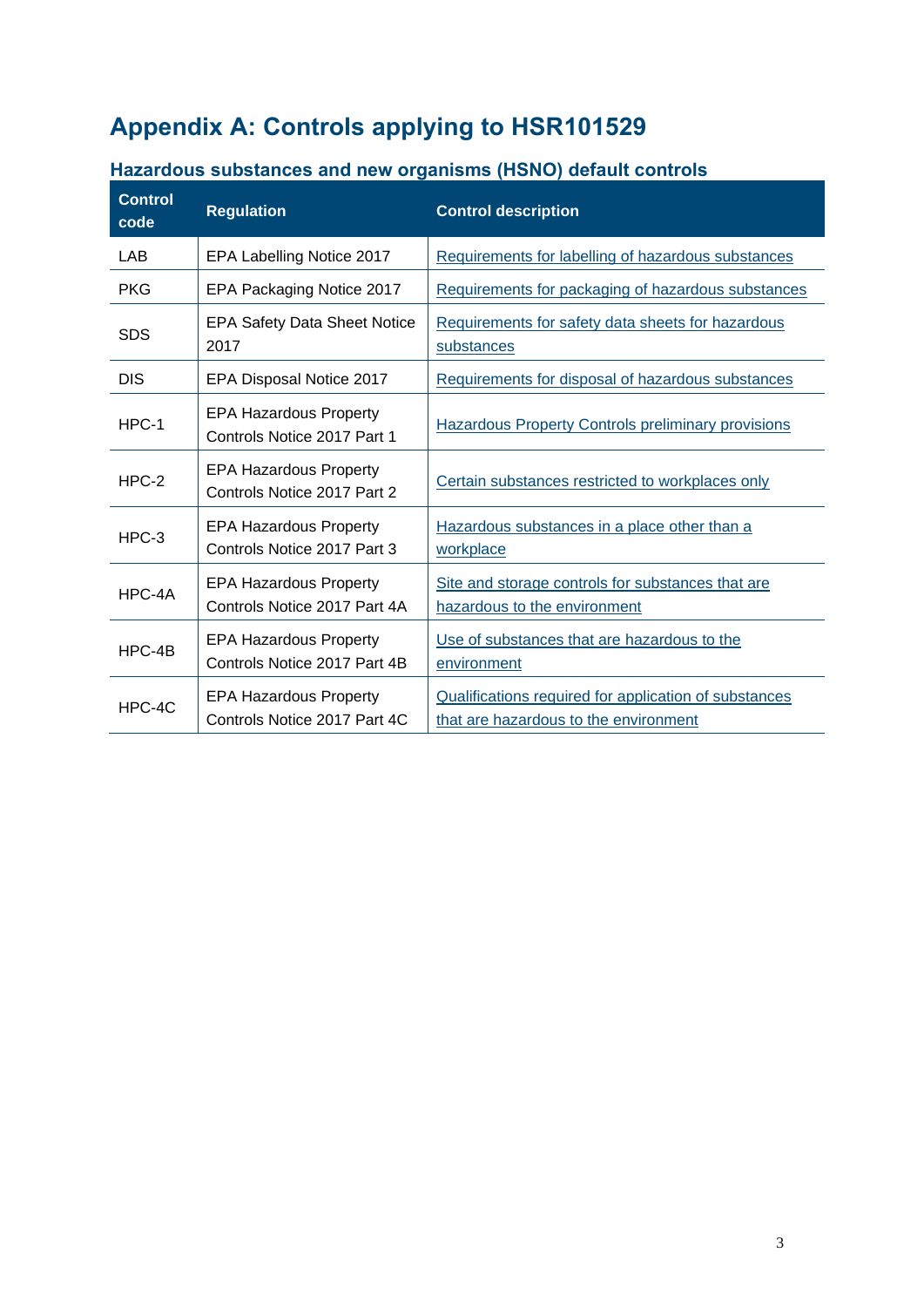# Appendix A: Controls applying to HSR101529

## Hazardous substances and new organisms (HSNO) default controls

| Control code | Regulation | Control description |
|---|---|---|
| LAB | EPA Labelling Notice 2017 | Requirements for labelling of hazardous substances |
| PKG | EPA Packaging Notice 2017 | Requirements for packaging of hazardous substances |
| SDS | EPA Safety Data Sheet Notice 2017 | Requirements for safety data sheets for hazardous substances |
| DIS | EPA Disposal Notice 2017 | Requirements for disposal of hazardous substances |
| HPC-1 | EPA Hazardous Property Controls Notice 2017 Part 1 | Hazardous Property Controls preliminary provisions |
| HPC-2 | EPA Hazardous Property Controls Notice 2017 Part 2 | Certain substances restricted to workplaces only |
| HPC-3 | EPA Hazardous Property Controls Notice 2017 Part 3 | Hazardous substances in a place other than a workplace |
| HPC-4A | EPA Hazardous Property Controls Notice 2017 Part 4A | Site and storage controls for substances that are hazardous to the environment |
| HPC-4B | EPA Hazardous Property Controls Notice 2017 Part 4B | Use of substances that are hazardous to the environment |
| HPC-4C | EPA Hazardous Property Controls Notice 2017 Part 4C | Qualifications required for application of substances that are hazardous to the environment |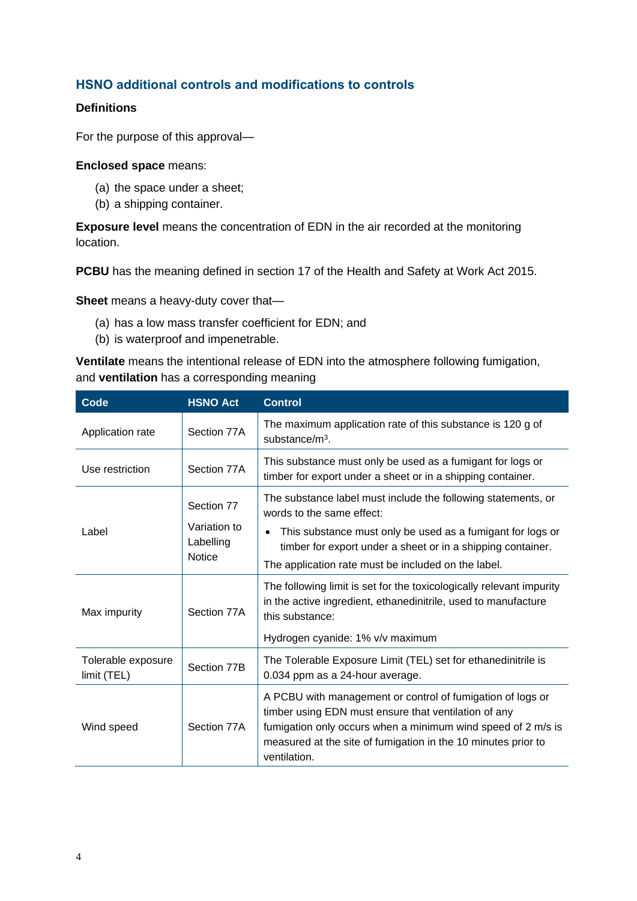## HSNO additional controls and modifications to controls

### Definitions

For the purpose of this approval—

**Enclosed space** means:

(a) the space under a sheet;
(b) a shipping container.

**Exposure level** means the concentration of EDN in the air recorded at the monitoring location.

**PCBU** has the meaning defined in section 17 of the Health and Safety at Work Act 2015.

**Sheet** means a heavy-duty cover that—

(a) has a low mass transfer coefficient for EDN; and
(b) is waterproof and impenetrable.

**Ventilate** means the intentional release of EDN into the atmosphere following fumigation, and **ventilation** has a corresponding meaning

| Code | HSNO Act | Control |
|---|---|---|
| Application rate | Section 77A | The maximum application rate of this substance is 120 g of substance/$m^3$. |
| Use restriction | Section 77A | This substance must only be used as a fumigant for logs or timber for export under a sheet or in a shipping container. |
| Label | Section 77<br>Variation to Labelling Notice | The substance label must include the following statements, or words to the same effect:<br>• This substance must only be used as a fumigant for logs or timber for export under a sheet or in a shipping container.<br>The application rate must be included on the label. |
| Max impurity | Section 77A | The following limit is set for the toxicologically relevant impurity in the active ingredient, ethanedinitrile, used to manufacture this substance:<br>Hydrogen cyanide: 1% v/v maximum |
| Tolerable exposure limit (TEL) | Section 77B | The Tolerable Exposure Limit (TEL) set for ethanedinitrile is 0.034 ppm as a 24-hour average. |
| Wind speed | Section 77A | A PCBU with management or control of fumigation of logs or timber using EDN must ensure that ventilation of any fumigation only occurs when a minimum wind speed of 2 m/s is measured at the site of fumigation in the 10 minutes prior to ventilation. |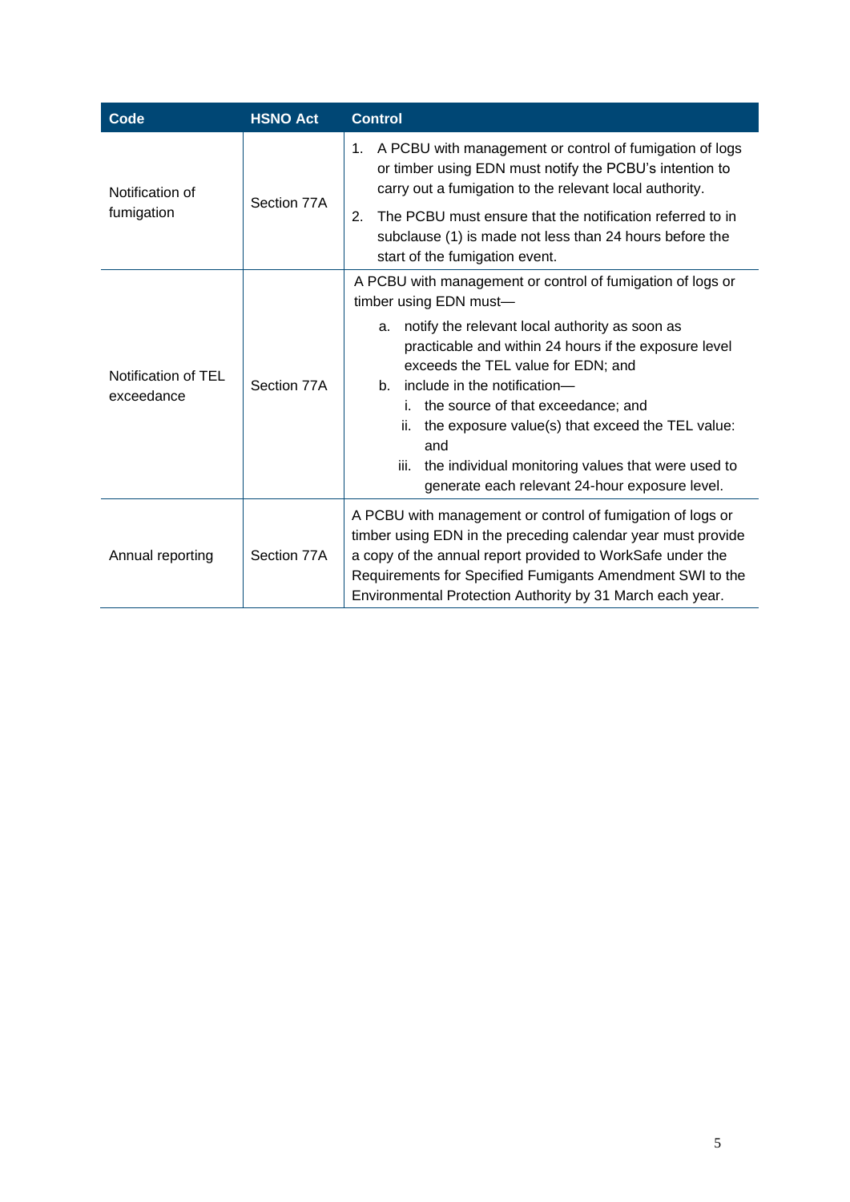| Code | HSNO Act | Control |
|---|---|---|
| Notification of fumigation | Section 77A | 1. A PCBU with management or control of fumigation of logs or timber using EDN must notify the PCBU's intention to carry out a fumigation to the relevant local authority.<br>2. The PCBU must ensure that the notification referred to in subclause (1) is made not less than 24 hours before the start of the fumigation event. |
| Notification of TEL exceedance | Section 77A | A PCBU with management or control of fumigation of logs or timber using EDN must—<br>a. notify the relevant local authority as soon as practicable and within 24 hours if the exposure level exceeds the TEL value for EDN; and<br>b. include in the notification—<br>i. the source of that exceedance; and<br>ii. the exposure value(s) that exceed the TEL value: and<br>iii. the individual monitoring values that were used to generate each relevant 24-hour exposure level. |
| Annual reporting | Section 77A | A PCBU with management or control of fumigation of logs or timber using EDN in the preceding calendar year must provide a copy of the annual report provided to WorkSafe under the Requirements for Specified Fumigants Amendment SWI to the Environmental Protection Authority by 31 March each year. |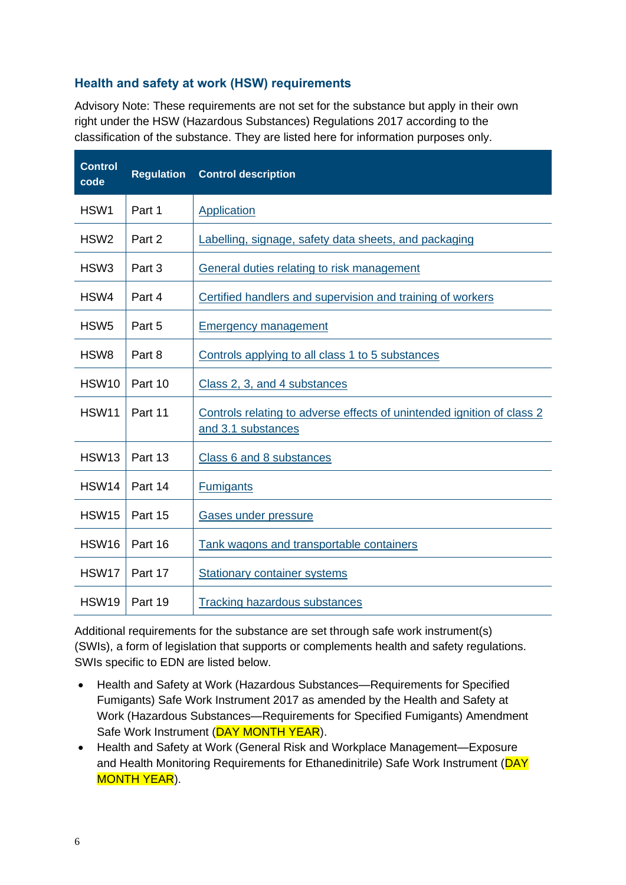### Health and safety at work (HSW) requirements

Advisory Note: These requirements are not set for the substance but apply in their own right under the HSW (Hazardous Substances) Regulations 2017 according to the classification of the substance. They are listed here for information purposes only.

| Control code | Regulation | Control description |
|---|---|---|
| HSW1 | Part 1 | Application |
| HSW2 | Part 2 | Labelling, signage, safety data sheets, and packaging |
| HSW3 | Part 3 | General duties relating to risk management |
| HSW4 | Part 4 | Certified handlers and supervision and training of workers |
| HSW5 | Part 5 | Emergency management |
| HSW8 | Part 8 | Controls applying to all class 1 to 5 substances |
| HSW10 | Part 10 | Class 2, 3, and 4 substances |
| HSW11 | Part 11 | Controls relating to adverse effects of unintended ignition of class 2 and 3.1 substances |
| HSW13 | Part 13 | Class 6 and 8 substances |
| HSW14 | Part 14 | Fumigants |
| HSW15 | Part 15 | Gases under pressure |
| HSW16 | Part 16 | Tank wagons and transportable containers |
| HSW17 | Part 17 | Stationary container systems |
| HSW19 | Part 19 | Tracking hazardous substances |

Additional requirements for the substance are set through safe work instrument(s) (SWIs), a form of legislation that supports or complements health and safety regulations. SWIs specific to EDN are listed below.

- Health and Safety at Work (Hazardous Substances—Requirements for Specified Fumigants) Safe Work Instrument 2017 as amended by the Health and Safety at Work (Hazardous Substances—Requirements for Specified Fumigants) Amendment Safe Work Instrument (DAY MONTH YEAR).
- Health and Safety at Work (General Risk and Workplace Management—Exposure and Health Monitoring Requirements for Ethanedinitrile) Safe Work Instrument (DAY MONTH YEAR).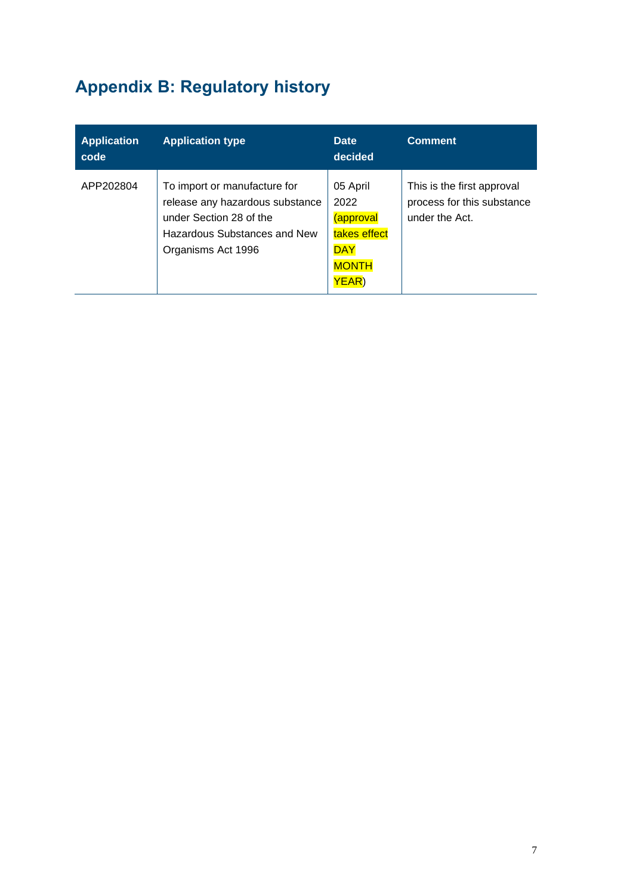# Appendix B: Regulatory history

| Application code | Application type | Date decided | Comment |
|---|---|---|---|
| APP202804 | To import or manufacture for release any hazardous substance under Section 28 of the Hazardous Substances and New Organisms Act 1996 | 05 April 2022 (approval takes effect DAY MONTH YEAR) | This is the first approval process for this substance under the Act. |